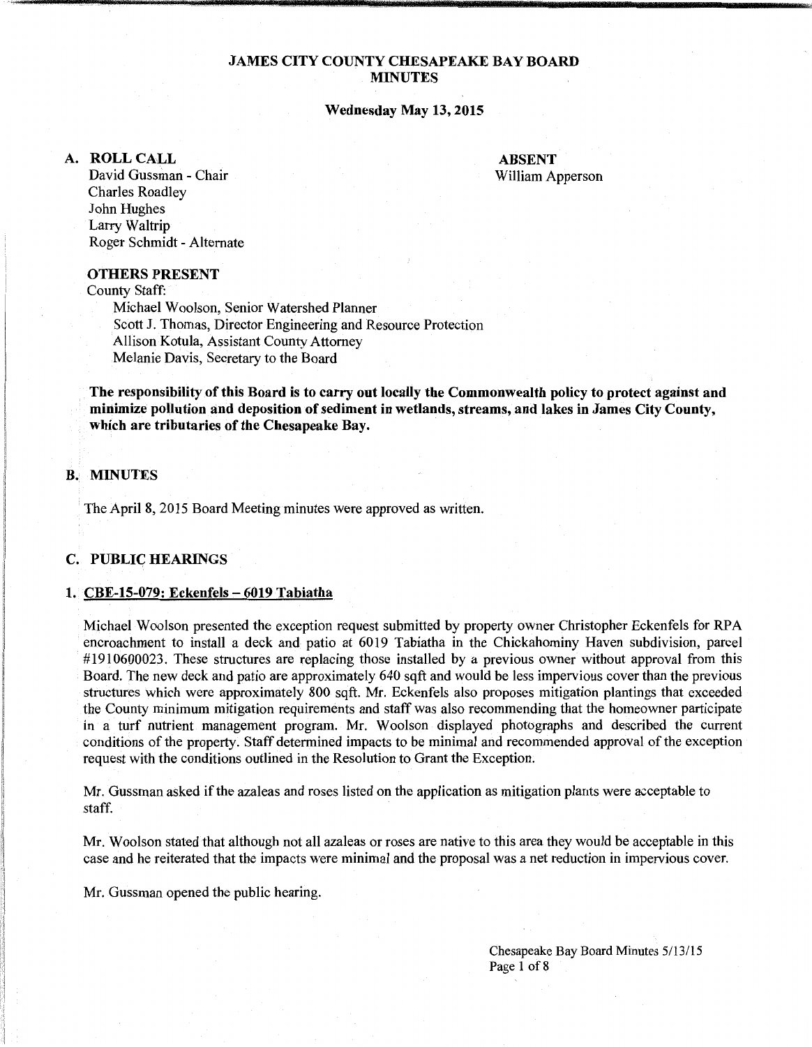# JAMES CITY COUNTY CHESAPEAKE BAY BOARD
# MINUTES

**Wednesday May 13, 2015**

## A. ROLL CALL

David Gussman - Chair
Charles Roadley
John Hughes
Larry Waltrip
Roger Schmidt - Alternate

**ABSENT**
William Apperson

**OTHERS PRESENT**

County Staff:

Michael Woolson, Senior Watershed Planner
Scott J. Thomas, Director Engineering and Resource Protection
Allison Kotula, Assistant County Attorney
Melanie Davis, Secretary to the Board

**The responsibility of this Board is to carry out locally the Commonwealth policy to protect against and minimize pollution and deposition of sediment in wetlands, streams, and lakes in James City County, which are tributaries of the Chesapeake Bay.**

## B. MINUTES

The April 8, 2015 Board Meeting minutes were approved as written.

## C. PUBLIC HEARINGS

### 1. CBE-15-079: Eckenfels – 6019 Tabiatha

Michael Woolson presented the exception request submitted by property owner Christopher Eckenfels for RPA encroachment to install a deck and patio at 6019 Tabiatha in the Chickahominy Haven subdivision, parcel #1910600023. These structures are replacing those installed by a previous owner without approval from this Board. The new deck and patio are approximately 640 sqft and would be less impervious cover than the previous structures which were approximately 800 sqft. Mr. Eckenfels also proposes mitigation plantings that exceeded the County minimum mitigation requirements and staff was also recommending that the homeowner participate in a turf nutrient management program. Mr. Woolson displayed photographs and described the current conditions of the property. Staff determined impacts to be minimal and recommended approval of the exception request with the conditions outlined in the Resolution to Grant the Exception.

Mr. Gussman asked if the azaleas and roses listed on the application as mitigation plants were acceptable to staff.

Mr. Woolson stated that although not all azaleas or roses are native to this area they would be acceptable in this case and he reiterated that the impacts were minimal and the proposal was a net reduction in impervious cover.

Mr. Gussman opened the public hearing.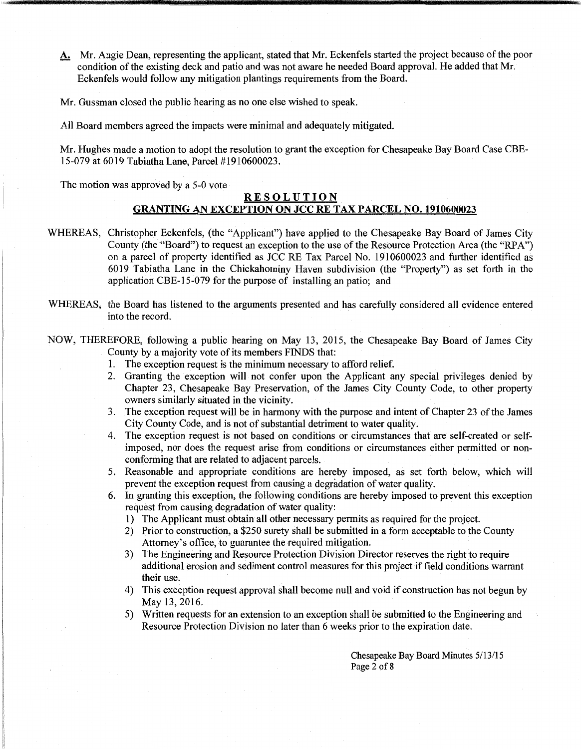**A.** Mr. Augie Dean, representing the applicant, stated that Mr. Eckenfels started the project because of the poor condition of the existing deck and patio and was not aware he needed Board approval. He added that Mr. Eckenfels would follow any mitigation plantings requirements from the Board.

Mr. Gussman closed the public hearing as no one else wished to speak.

All Board members agreed the impacts were minimal and adequately mitigated.

Mr. Hughes made a motion to adopt the resolution to grant the exception for Chesapeake Bay Board Case CBE-15-079 at 6019 Tabiatha Lane, Parcel #1910600023.

The motion was approved by a 5-0 vote

## RESOLUTION

## GRANTING AN EXCEPTION ON JCC RE TAX PARCEL NO. 1910600023

WHEREAS, Christopher Eckenfels, (the "Applicant") have applied to the Chesapeake Bay Board of James City County (the "Board") to request an exception to the use of the Resource Protection Area (the "RPA") on a parcel of property identified as JCC RE Tax Parcel No. 1910600023 and further identified as 6019 Tabiatha Lane in the Chickahominy Haven subdivision (the "Property") as set forth in the application CBE-15-079 for the purpose of installing an patio; and

WHEREAS, the Board has listened to the arguments presented and has carefully considered all evidence entered into the record.

NOW, THEREFORE, following a public hearing on May 13, 2015, the Chesapeake Bay Board of James City County by a majority vote of its members FINDS that:

1. The exception request is the minimum necessary to afford relief.
2. Granting the exception will not confer upon the Applicant any special privileges denied by Chapter 23, Chesapeake Bay Preservation, of the James City County Code, to other property owners similarly situated in the vicinity.
3. The exception request will be in harmony with the purpose and intent of Chapter 23 of the James City County Code, and is not of substantial detriment to water quality.
4. The exception request is not based on conditions or circumstances that are self-created or self-imposed, nor does the request arise from conditions or circumstances either permitted or non-conforming that are related to adjacent parcels.
5. Reasonable and appropriate conditions are hereby imposed, as set forth below, which will prevent the exception request from causing a degradation of water quality.
6. In granting this exception, the following conditions are hereby imposed to prevent this exception request from causing degradation of water quality:
   1) The Applicant must obtain all other necessary permits as required for the project.
   2) Prior to construction, a $250 surety shall be submitted in a form acceptable to the County Attorney's office, to guarantee the required mitigation.
   3) The Engineering and Resource Protection Division Director reserves the right to require additional erosion and sediment control measures for this project if field conditions warrant their use.
   4) This exception request approval shall become null and void if construction has not begun by May 13, 2016.
   5) Written requests for an extension to an exception shall be submitted to the Engineering and Resource Protection Division no later than 6 weeks prior to the expiration date.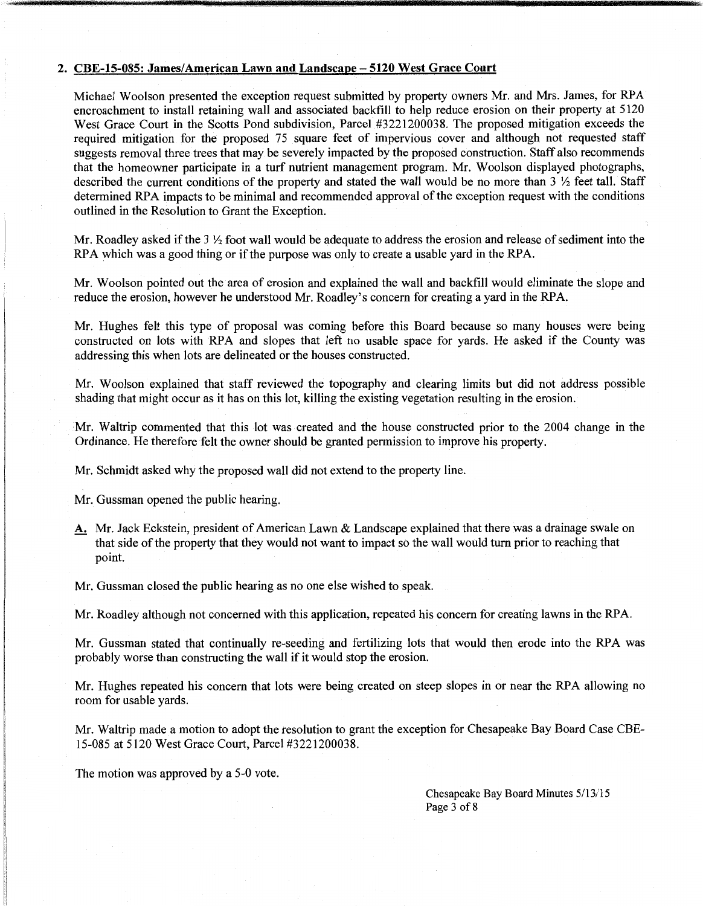2. **CBE-15-085: James/American Lawn and Landscape – 5120 West Grace Court**

Michael Woolson presented the exception request submitted by property owners Mr. and Mrs. James, for RPA encroachment to install retaining wall and associated backfill to help reduce erosion on their property at 5120 West Grace Court in the Scotts Pond subdivision, Parcel #3221200038. The proposed mitigation exceeds the required mitigation for the proposed 75 square feet of impervious cover and although not requested staff suggests removal three trees that may be severely impacted by the proposed construction. Staff also recommends that the homeowner participate in a turf nutrient management program. Mr. Woolson displayed photographs, described the current conditions of the property and stated the wall would be no more than 3 ½ feet tall. Staff determined RPA impacts to be minimal and recommended approval of the exception request with the conditions outlined in the Resolution to Grant the Exception.

Mr. Roadley asked if the 3 ½ foot wall would be adequate to address the erosion and release of sediment into the RPA which was a good thing or if the purpose was only to create a usable yard in the RPA.

Mr. Woolson pointed out the area of erosion and explained the wall and backfill would eliminate the slope and reduce the erosion, however he understood Mr. Roadley's concern for creating a yard in the RPA.

Mr. Hughes felt this type of proposal was coming before this Board because so many houses were being constructed on lots with RPA and slopes that left no usable space for yards. He asked if the County was addressing this when lots are delineated or the houses constructed.

Mr. Woolson explained that staff reviewed the topography and clearing limits but did not address possible shading that might occur as it has on this lot, killing the existing vegetation resulting in the erosion.

Mr. Waltrip commented that this lot was created and the house constructed prior to the 2004 change in the Ordinance. He therefore felt the owner should be granted permission to improve his property.

Mr. Schmidt asked why the proposed wall did not extend to the property line.

Mr. Gussman opened the public hearing.

**A.** Mr. Jack Eckstein, president of American Lawn & Landscape explained that there was a drainage swale on that side of the property that they would not want to impact so the wall would turn prior to reaching that point.

Mr. Gussman closed the public hearing as no one else wished to speak.

Mr. Roadley although not concerned with this application, repeated his concern for creating lawns in the RPA.

Mr. Gussman stated that continually re-seeding and fertilizing lots that would then erode into the RPA was probably worse than constructing the wall if it would stop the erosion.

Mr. Hughes repeated his concern that lots were being created on steep slopes in or near the RPA allowing no room for usable yards.

Mr. Waltrip made a motion to adopt the resolution to grant the exception for Chesapeake Bay Board Case CBE-15-085 at 5120 West Grace Court, Parcel #3221200038.

The motion was approved by a 5-0 vote.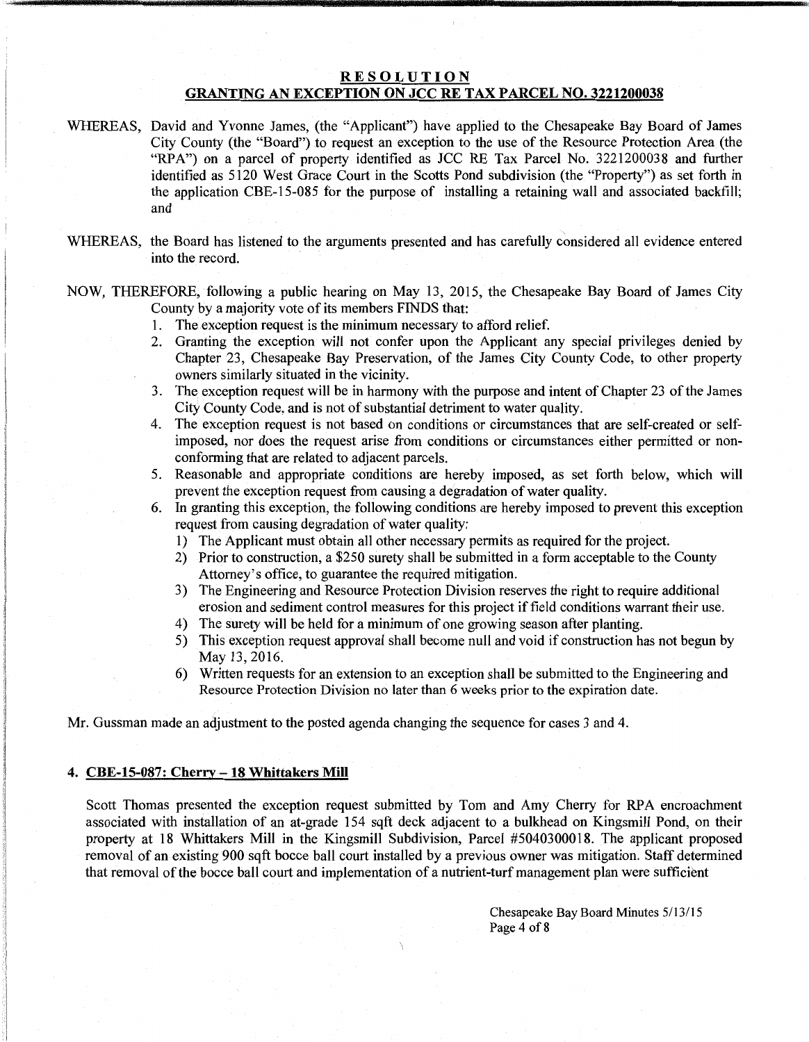## RESOLUTION

## GRANTING AN EXCEPTION ON JCC RE TAX PARCEL NO. 3221200038

WHEREAS, David and Yvonne James, (the "Applicant") have applied to the Chesapeake Bay Board of James City County (the "Board") to request an exception to the use of the Resource Protection Area (the "RPA") on a parcel of property identified as JCC RE Tax Parcel No. 3221200038 and further identified as 5120 West Grace Court in the Scotts Pond subdivision (the "Property") as set forth in the application CBE-15-085 for the purpose of installing a retaining wall and associated backfill; and

WHEREAS, the Board has listened to the arguments presented and has carefully considered all evidence entered into the record.

NOW, THEREFORE, following a public hearing on May 13, 2015, the Chesapeake Bay Board of James City County by a majority vote of its members FINDS that:

1. The exception request is the minimum necessary to afford relief.
2. Granting the exception will not confer upon the Applicant any special privileges denied by Chapter 23, Chesapeake Bay Preservation, of the James City County Code, to other property owners similarly situated in the vicinity.
3. The exception request will be in harmony with the purpose and intent of Chapter 23 of the James City County Code. and is not of substantial detriment to water quality.
4. The exception request is not based on conditions or circumstances that are self-created or self-imposed, nor does the request arise from conditions or circumstances either permitted or non-conforming that are related to adjacent parcels.
5. Reasonable and appropriate conditions are hereby imposed, as set forth below, which will prevent the exception request from causing a degradation of water quality.
6. In granting this exception, the following conditions are hereby imposed to prevent this exception request from causing degradation of water quality:
   1) The Applicant must obtain all other necessary permits as required for the project.
   2) Prior to construction, a $250 surety shall be submitted in a form acceptable to the County Attorney's office, to guarantee the required mitigation.
   3) The Engineering and Resource Protection Division reserves the right to require additional erosion and sediment control measures for this project if field conditions warrant their use.
   4) The surety will be held for a minimum of one growing season after planting.
   5) This exception request approval shall become null and void if construction has not begun by May 13, 2016.
   6) Written requests for an extension to an exception shall be submitted to the Engineering and Resource Protection Division no later than 6 weeks prior to the expiration date.

Mr. Gussman made an adjustment to the posted agenda changing the sequence for cases 3 and 4.

### 4. CBE-15-087: Cherry – 18 Whittakers Mill

Scott Thomas presented the exception request submitted by Tom and Amy Cherry for RPA encroachment associated with installation of an at-grade 154 sqft deck adjacent to a bulkhead on Kingsmill Pond, on their property at 18 Whittakers Mill in the Kingsmill Subdivision, Parcel #5040300018. The applicant proposed removal of an existing 900 sqft bocce ball court installed by a previous owner was mitigation. Staff determined that removal of the bocce ball court and implementation of a nutrient-turf management plan were sufficient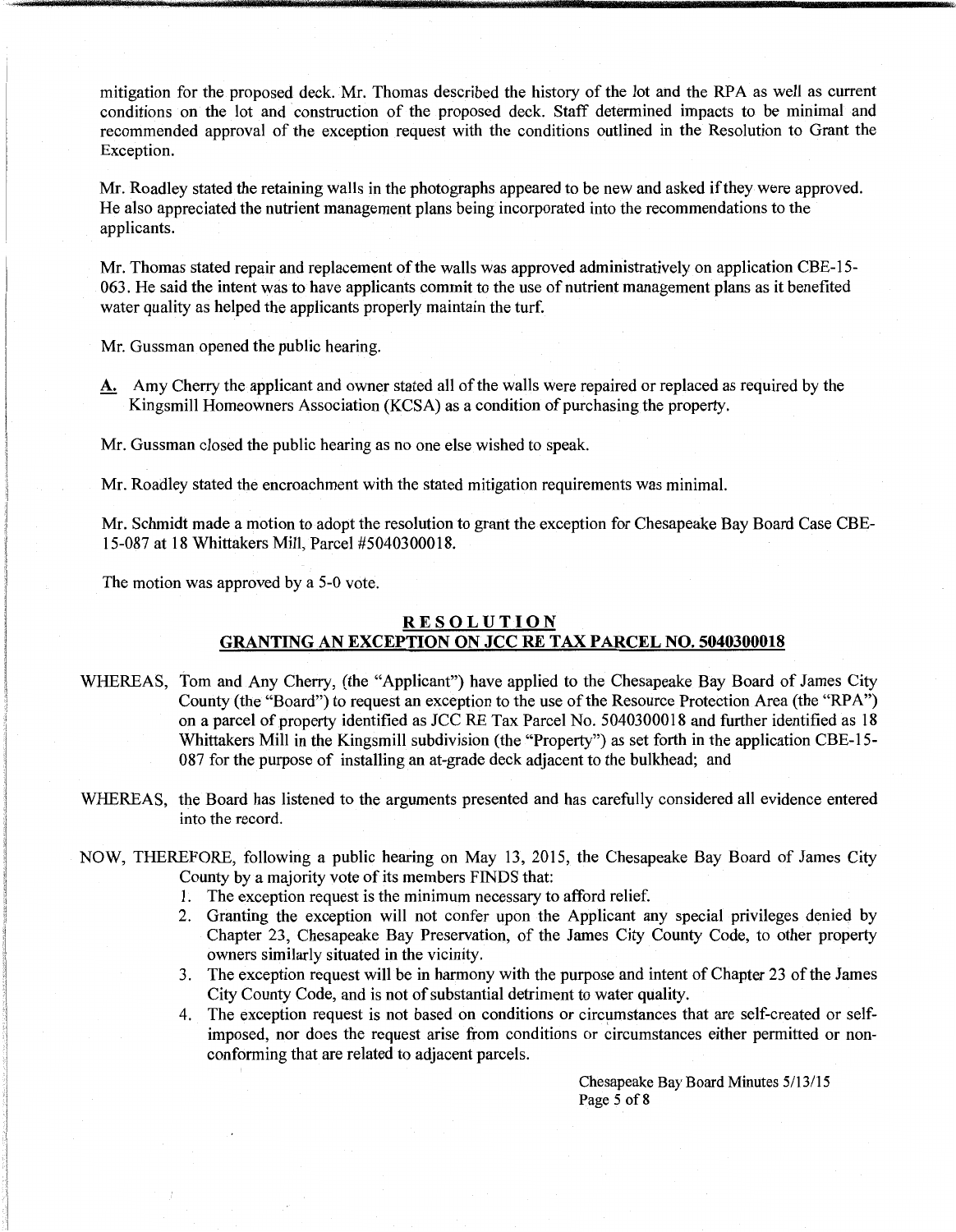mitigation for the proposed deck. Mr. Thomas described the history of the lot and the RPA as well as current conditions on the lot and construction of the proposed deck. Staff determined impacts to be minimal and recommended approval of the exception request with the conditions outlined in the Resolution to Grant the Exception.

Mr. Roadley stated the retaining walls in the photographs appeared to be new and asked if they were approved. He also appreciated the nutrient management plans being incorporated into the recommendations to the applicants.

Mr. Thomas stated repair and replacement of the walls was approved administratively on application CBE-15-063. He said the intent was to have applicants commit to the use of nutrient management plans as it benefited water quality as helped the applicants properly maintain the turf.

Mr. Gussman opened the public hearing.

A. Amy Cherry the applicant and owner stated all of the walls were repaired or replaced as required by the Kingsmill Homeowners Association (KCSA) as a condition of purchasing the property.

Mr. Gussman closed the public hearing as no one else wished to speak.

Mr. Roadley stated the encroachment with the stated mitigation requirements was minimal.

Mr. Schmidt made a motion to adopt the resolution to grant the exception for Chesapeake Bay Board Case CBE-15-087 at 18 Whittakers Mill, Parcel #5040300018.

The motion was approved by a 5-0 vote.

## RESOLUTION
## GRANTING AN EXCEPTION ON JCC RE TAX PARCEL NO. 5040300018

WHEREAS, Tom and Any Cherry, (the "Applicant") have applied to the Chesapeake Bay Board of James City County (the "Board") to request an exception to the use of the Resource Protection Area (the "RPA") on a parcel of property identified as JCC RE Tax Parcel No. 5040300018 and further identified as 18 Whittakers Mill in the Kingsmill subdivision (the "Property") as set forth in the application CBE-15-087 for the purpose of installing an at-grade deck adjacent to the bulkhead; and

WHEREAS, the Board has listened to the arguments presented and has carefully considered all evidence entered into the record.

NOW, THEREFORE, following a public hearing on May 13, 2015, the Chesapeake Bay Board of James City County by a majority vote of its members FINDS that:

1. The exception request is the minimum necessary to afford relief.
2. Granting the exception will not confer upon the Applicant any special privileges denied by Chapter 23, Chesapeake Bay Preservation, of the James City County Code, to other property owners similarly situated in the vicinity.
3. The exception request will be in harmony with the purpose and intent of Chapter 23 of the James City County Code, and is not of substantial detriment to water quality.
4. The exception request is not based on conditions or circumstances that are self-created or self-imposed, nor does the request arise from conditions or circumstances either permitted or non-conforming that are related to adjacent parcels.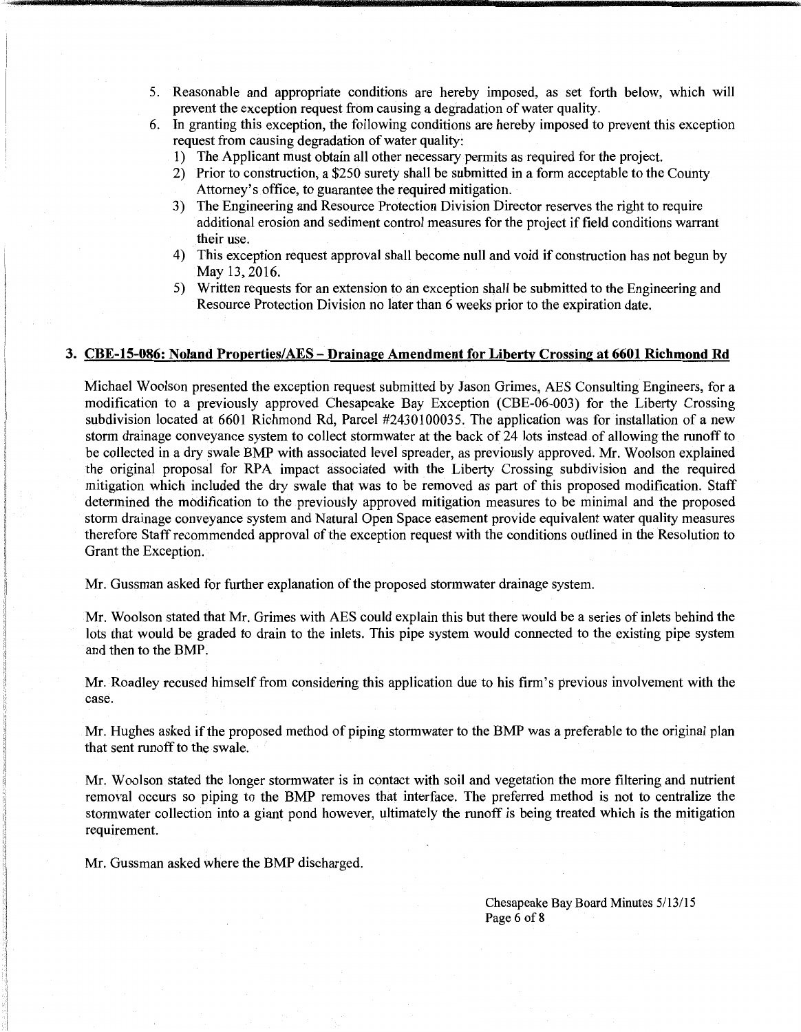5. Reasonable and appropriate conditions are hereby imposed, as set forth below, which will prevent the exception request from causing a degradation of water quality.
6. In granting this exception, the following conditions are hereby imposed to prevent this exception request from causing degradation of water quality:
   1) The Applicant must obtain all other necessary permits as required for the project.
   2) Prior to construction, a $250 surety shall be submitted in a form acceptable to the County Attorney's office, to guarantee the required mitigation.
   3) The Engineering and Resource Protection Division Director reserves the right to require additional erosion and sediment control measures for the project if field conditions warrant their use.
   4) This exception request approval shall become null and void if construction has not begun by May 13, 2016.
   5) Written requests for an extension to an exception shall be submitted to the Engineering and Resource Protection Division no later than 6 weeks prior to the expiration date.

### 3. CBE-15-086: Noland Properties/AES – Drainage Amendment for Liberty Crossing at 6601 Richmond Rd

Michael Woolson presented the exception request submitted by Jason Grimes, AES Consulting Engineers, for a modification to a previously approved Chesapeake Bay Exception (CBE-06-003) for the Liberty Crossing subdivision located at 6601 Richmond Rd, Parcel #2430100035. The application was for installation of a new storm drainage conveyance system to collect stormwater at the back of 24 lots instead of allowing the runoff to be collected in a dry swale BMP with associated level spreader, as previously approved. Mr. Woolson explained the original proposal for RPA impact associated with the Liberty Crossing subdivision and the required mitigation which included the dry swale that was to be removed as part of this proposed modification. Staff determined the modification to the previously approved mitigation measures to be minimal and the proposed storm drainage conveyance system and Natural Open Space easement provide equivalent water quality measures therefore Staff recommended approval of the exception request with the conditions outlined in the Resolution to Grant the Exception.

Mr. Gussman asked for further explanation of the proposed stormwater drainage system.

Mr. Woolson stated that Mr. Grimes with AES could explain this but there would be a series of inlets behind the lots that would be graded to drain to the inlets. This pipe system would connected to the existing pipe system and then to the BMP.

Mr. Roadley recused himself from considering this application due to his firm's previous involvement with the case.

Mr. Hughes asked if the proposed method of piping stormwater to the BMP was a preferable to the original plan that sent runoff to the swale.

Mr. Woolson stated the longer stormwater is in contact with soil and vegetation the more filtering and nutrient removal occurs so piping to the BMP removes that interface. The preferred method is not to centralize the stormwater collection into a giant pond however, ultimately the runoff is being treated which is the mitigation requirement.

Mr. Gussman asked where the BMP discharged.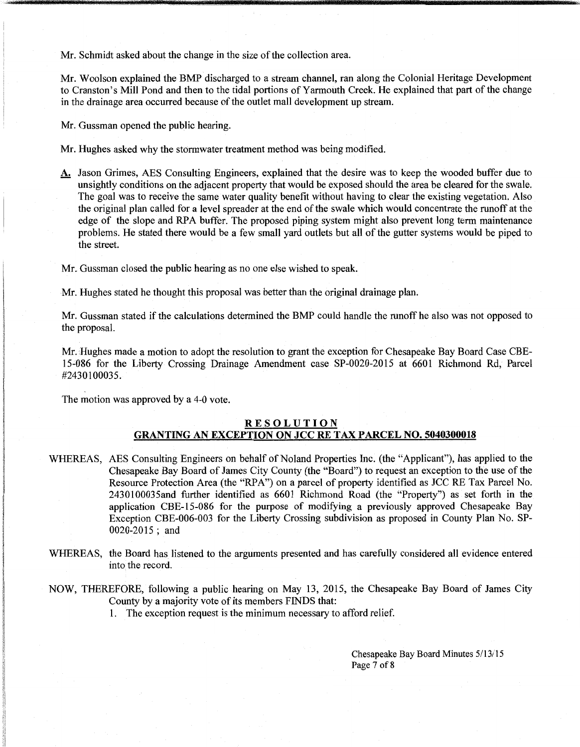Mr. Schmidt asked about the change in the size of the collection area.

Mr. Woolson explained the BMP discharged to a stream channel, ran along the Colonial Heritage Development to Cranston's Mill Pond and then to the tidal portions of Yarmouth Creek. He explained that part of the change in the drainage area occurred because of the outlet mall development up stream.

Mr. Gussman opened the public hearing.

Mr. Hughes asked why the stormwater treatment method was being modified.

**A.** Jason Grimes, AES Consulting Engineers, explained that the desire was to keep the wooded buffer due to unsightly conditions on the adjacent property that would be exposed should the area be cleared for the swale. The goal was to receive the same water quality benefit without having to clear the existing vegetation. Also the original plan called for a level spreader at the end of the swale which would concentrate the runoff at the edge of the slope and RPA buffer. The proposed piping system might also prevent long term maintenance problems. He stated there would be a few small yard outlets but all of the gutter systems would be piped to the street.

Mr. Gussman closed the public hearing as no one else wished to speak.

Mr. Hughes stated he thought this proposal was better than the original drainage plan.

Mr. Gussman stated if the calculations determined the BMP could handle the runoff he also was not opposed to the proposal.

Mr. Hughes made a motion to adopt the resolution to grant the exception for Chesapeake Bay Board Case CBE-15-086 for the Liberty Crossing Drainage Amendment case SP-0020-2015 at 6601 Richmond Rd, Parcel #2430100035.

The motion was approved by a 4-0 vote.

## RESOLUTION
## GRANTING AN EXCEPTION ON JCC RE TAX PARCEL NO. 5040300018

WHEREAS, AES Consulting Engineers on behalf of Noland Properties Inc. (the "Applicant"), has applied to the Chesapeake Bay Board of James City County (the "Board") to request an exception to the use of the Resource Protection Area (the "RPA") on a parcel of property identified as JCC RE Tax Parcel No. 2430100035and further identified as 6601 Richmond Road (the "Property") as set forth in the application CBE-15-086 for the purpose of modifying a previously approved Chesapeake Bay Exception CBE-006-003 for the Liberty Crossing subdivision as proposed in County Plan No. SP-0020-2015 ; and

WHEREAS, the Board has listened to the arguments presented and has carefully considered all evidence entered into the record.

NOW, THEREFORE, following a public hearing on May 13, 2015, the Chesapeake Bay Board of James City County by a majority vote of its members FINDS that:

1. The exception request is the minimum necessary to afford relief.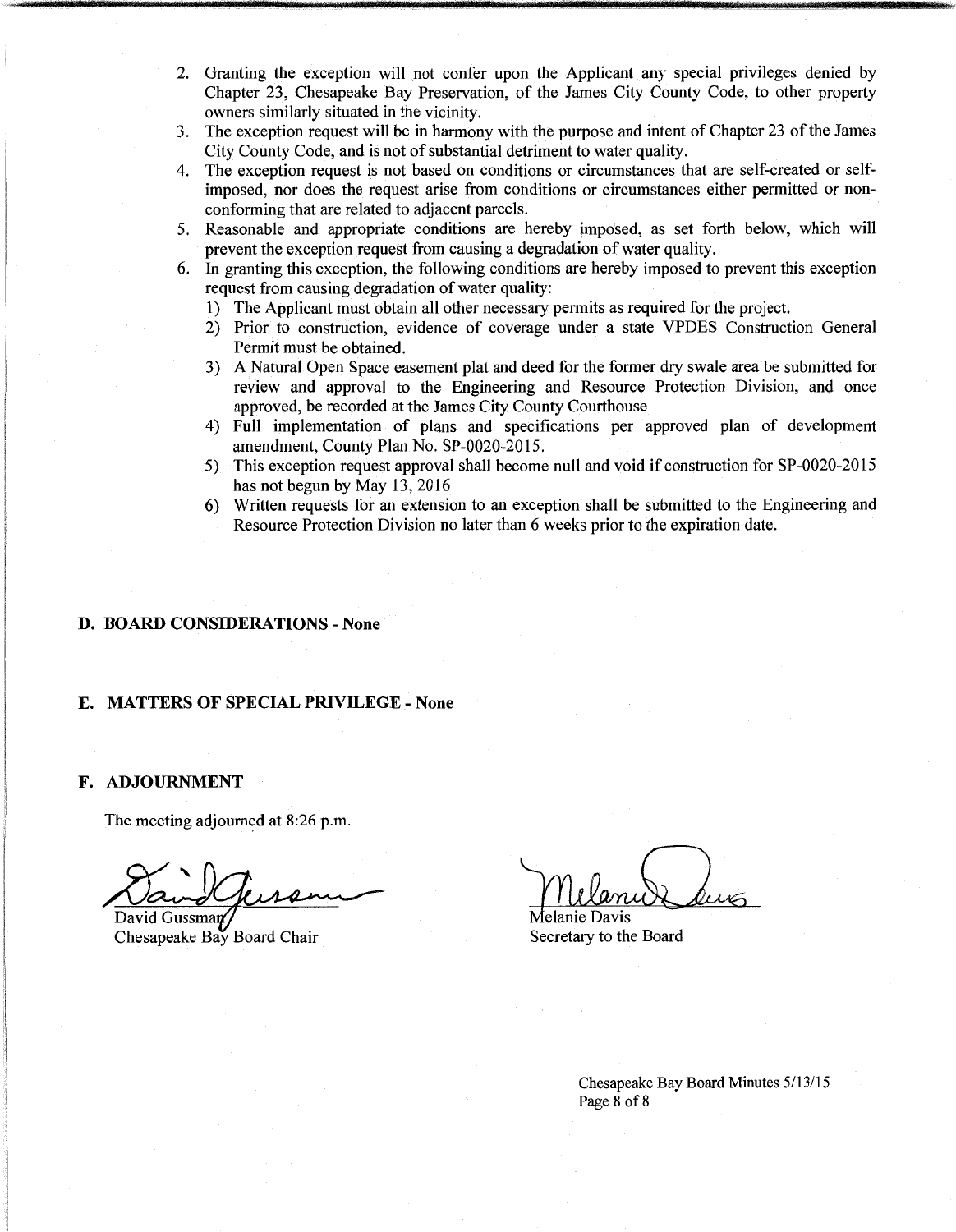2. Granting the exception will not confer upon the Applicant any special privileges denied by Chapter 23, Chesapeake Bay Preservation, of the James City County Code, to other property owners similarly situated in the vicinity.
3. The exception request will be in harmony with the purpose and intent of Chapter 23 of the James City County Code, and is not of substantial detriment to water quality.
4. The exception request is not based on conditions or circumstances that are self-created or self-imposed, nor does the request arise from conditions or circumstances either permitted or non-conforming that are related to adjacent parcels.
5. Reasonable and appropriate conditions are hereby imposed, as set forth below, which will prevent the exception request from causing a degradation of water quality.
6. In granting this exception, the following conditions are hereby imposed to prevent this exception request from causing degradation of water quality:
   1) The Applicant must obtain all other necessary permits as required for the project.
   2) Prior to construction, evidence of coverage under a state VPDES Construction General Permit must be obtained.
   3) A Natural Open Space easement plat and deed for the former dry swale area be submitted for review and approval to the Engineering and Resource Protection Division, and once approved, be recorded at the James City County Courthouse
   4) Full implementation of plans and specifications per approved plan of development amendment, County Plan No. SP-0020-2015.
   5) This exception request approval shall become null and void if construction for SP-0020-2015 has not begun by May 13, 2016
   6) Written requests for an extension to an exception shall be submitted to the Engineering and Resource Protection Division no later than 6 weeks prior to the expiration date.

## D. BOARD CONSIDERATIONS - None

## E. MATTERS OF SPECIAL PRIVILEGE - None

## F. ADJOURNMENT

The meeting adjourned at 8:26 p.m.

David Gussman
Chesapeake Bay Board Chair

Melanie Davis
Secretary to the Board